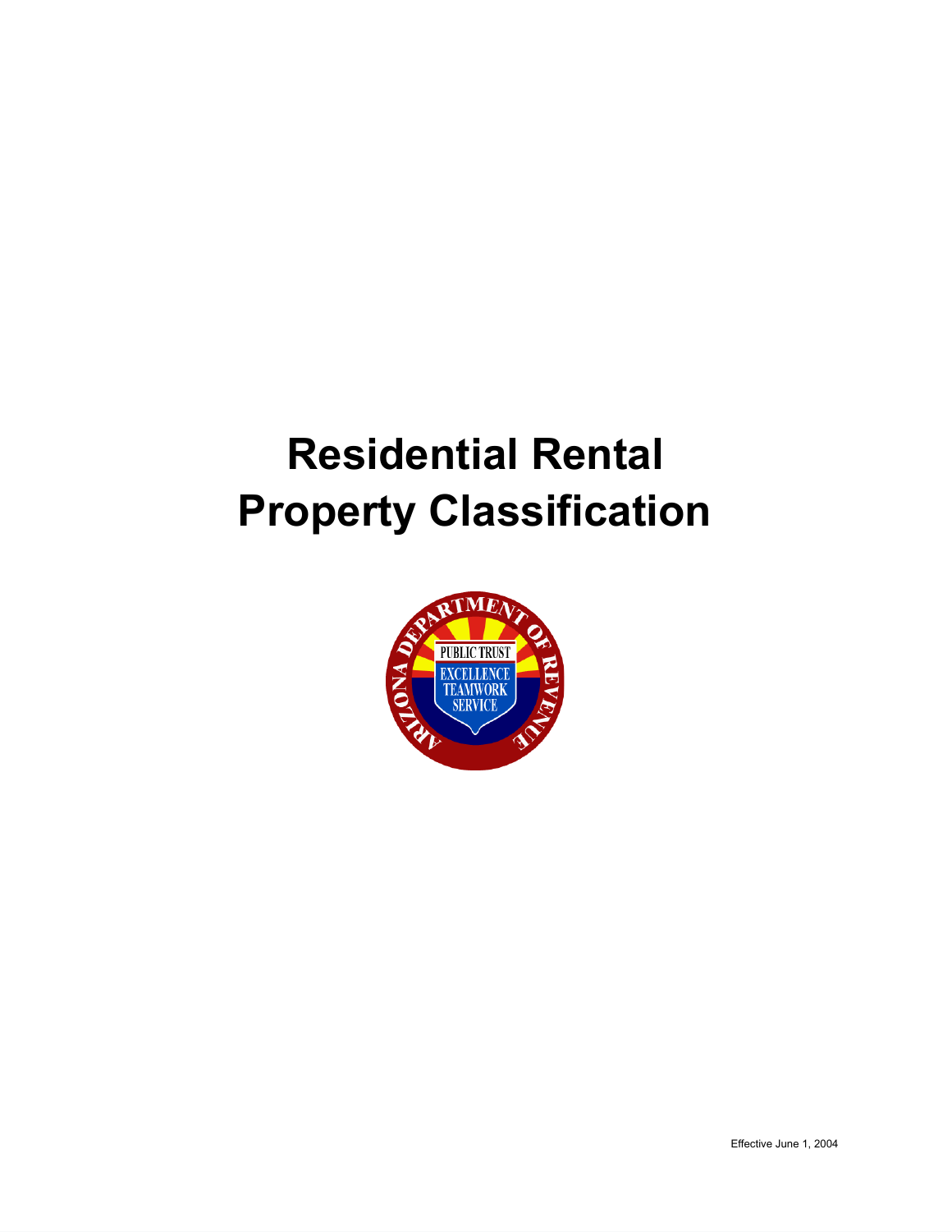# Residential Rental Property Classification

Effective June 1, 2004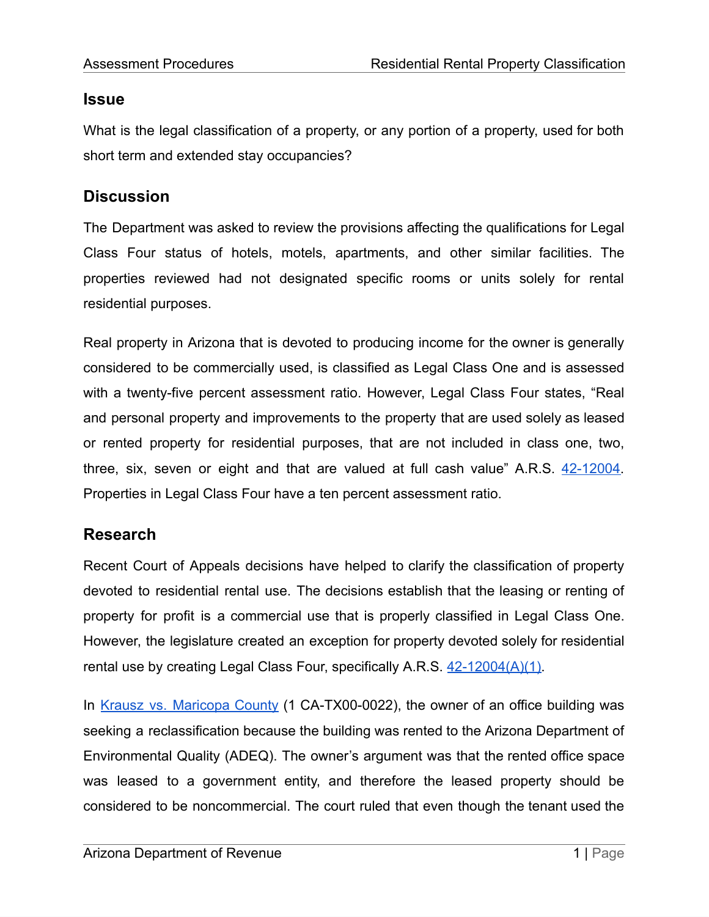## Issue

What is the legal classification of a property, or any portion of a property, used for both short term and extended stay occupancies?

## Discussion

The Department was asked to review the provisions affecting the qualifications for Legal Class Four status of hotels, motels, apartments, and other similar facilities. The properties reviewed had not designated specific rooms or units solely for rental residential purposes.

Real property in Arizona that is devoted to producing income for the owner is generally considered to be commercially used, is classified as Legal Class One and is assessed with a twenty-five percent assessment ratio. However, Legal Class Four states, "Real and personal property and improvements to the property that are used solely as leased or rented property for residential purposes, that are not included in class one, two, three, six, seven or eight and that are valued at full cash value" A.R.S. [42-12004](). Properties in Legal Class Four have a ten percent assessment ratio.

## Research

Recent Court of Appeals decisions have helped to clarify the classification of property devoted to residential rental use. The decisions establish that the leasing or renting of property for profit is a commercial use that is properly classified in Legal Class One. However, the legislature created an exception for property devoted solely for residential rental use by creating Legal Class Four, specifically A.R.S. [42-12004(A)(1)]().

In [Krausz vs. Maricopa County]() (1 CA-TX00-0022), the owner of an office building was seeking a reclassification because the building was rented to the Arizona Department of Environmental Quality (ADEQ). The owner's argument was that the rented office space was leased to a government entity, and therefore the leased property should be considered to be noncommercial. The court ruled that even though the tenant used the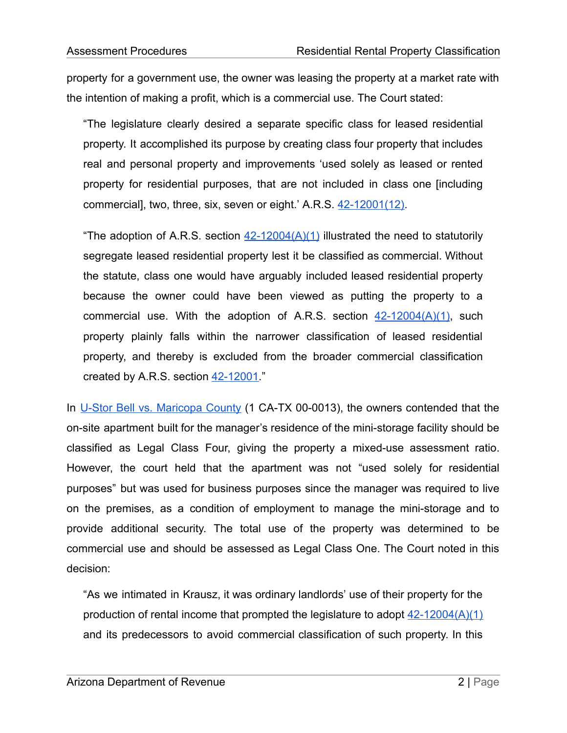property for a government use, the owner was leasing the property at a market rate with the intention of making a profit, which is a commercial use. The Court stated:

> "The legislature clearly desired a separate specific class for leased residential property. It accomplished its purpose by creating class four property that includes real and personal property and improvements 'used solely as leased or rented property for residential purposes, that are not included in class one [including commercial], two, three, six, seven or eight.' A.R.S. 42-12001(12).
>
> "The adoption of A.R.S. section 42-12004(A)(1) illustrated the need to statutorily segregate leased residential property lest it be classified as commercial. Without the statute, class one would have arguably included leased residential property because the owner could have been viewed as putting the property to a commercial use. With the adoption of A.R.S. section 42-12004(A)(1), such property plainly falls within the narrower classification of leased residential property, and thereby is excluded from the broader commercial classification created by A.R.S. section 42-12001."

In U-Stor Bell vs. Maricopa County (1 CA-TX 00-0013), the owners contended that the on-site apartment built for the manager's residence of the mini-storage facility should be classified as Legal Class Four, giving the property a mixed-use assessment ratio. However, the court held that the apartment was not "used solely for residential purposes" but was used for business purposes since the manager was required to live on the premises, as a condition of employment to manage the mini-storage and to provide additional security. The total use of the property was determined to be commercial use and should be assessed as Legal Class One. The Court noted in this decision:

> "As we intimated in Krausz, it was ordinary landlords' use of their property for the production of rental income that prompted the legislature to adopt 42-12004(A)(1) and its predecessors to avoid commercial classification of such property. In this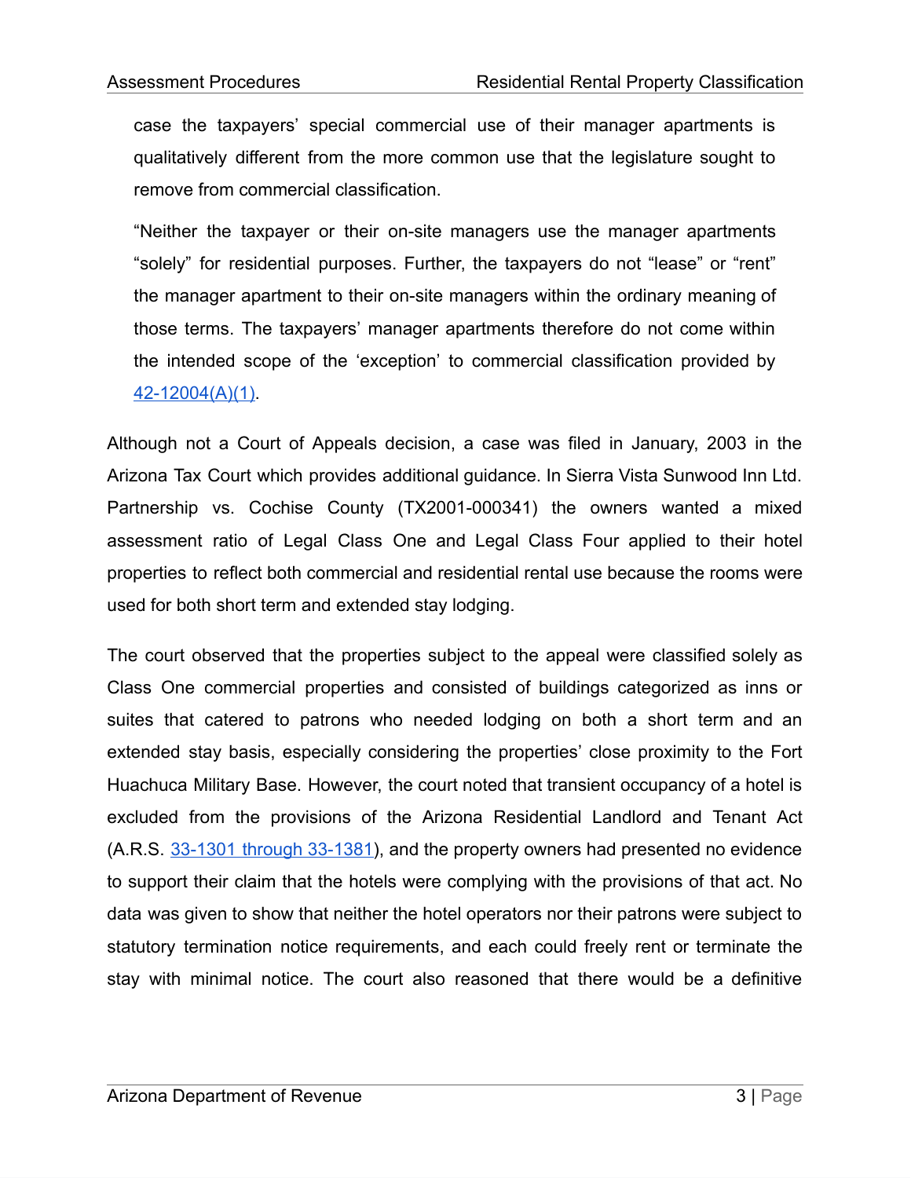> case the taxpayers' special commercial use of their manager apartments is qualitatively different from the more common use that the legislature sought to remove from commercial classification.
>
> "Neither the taxpayer or their on-site managers use the manager apartments "solely" for residential purposes. Further, the taxpayers do not "lease" or "rent" the manager apartment to their on-site managers within the ordinary meaning of those terms. The taxpayers' manager apartments therefore do not come within the intended scope of the 'exception' to commercial classification provided by 42-12004(A)(1).

Although not a Court of Appeals decision, a case was filed in January, 2003 in the Arizona Tax Court which provides additional guidance. In Sierra Vista Sunwood Inn Ltd. Partnership vs. Cochise County (TX2001-000341) the owners wanted a mixed assessment ratio of Legal Class One and Legal Class Four applied to their hotel properties to reflect both commercial and residential rental use because the rooms were used for both short term and extended stay lodging.

The court observed that the properties subject to the appeal were classified solely as Class One commercial properties and consisted of buildings categorized as inns or suites that catered to patrons who needed lodging on both a short term and an extended stay basis, especially considering the properties' close proximity to the Fort Huachuca Military Base. However, the court noted that transient occupancy of a hotel is excluded from the provisions of the Arizona Residential Landlord and Tenant Act (A.R.S. 33-1301 through 33-1381), and the property owners had presented no evidence to support their claim that the hotels were complying with the provisions of that act. No data was given to show that neither the hotel operators nor their patrons were subject to statutory termination notice requirements, and each could freely rent or terminate the stay with minimal notice. The court also reasoned that there would be a definitive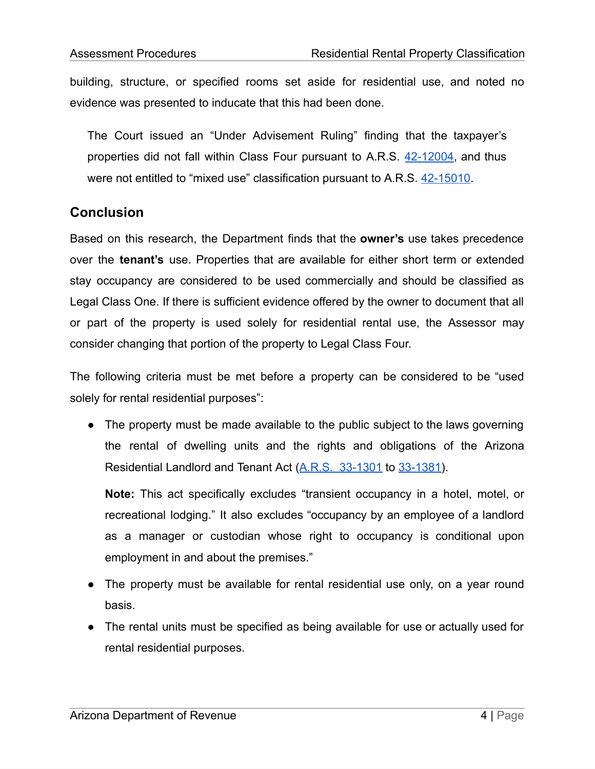building, structure, or specified rooms set aside for residential use, and noted no evidence was presented to inducate that this had been done.

> The Court issued an “Under Advisement Ruling” finding that the taxpayer’s properties did not fall within Class Four pursuant to A.R.S. 42-12004, and thus were not entitled to “mixed use” classification pursuant to A.R.S. 42-15010.

## Conclusion

Based on this research, the Department finds that the **owner’s** use takes precedence over the **tenant’s** use. Properties that are available for either short term or extended stay occupancy are considered to be used commercially and should be classified as Legal Class One. If there is sufficient evidence offered by the owner to document that all or part of the property is used solely for residential rental use, the Assessor may consider changing that portion of the property to Legal Class Four.

The following criteria must be met before a property can be considered to be “used solely for rental residential purposes”:

- The property must be made available to the public subject to the laws governing the rental of dwelling units and the rights and obligations of the Arizona Residential Landlord and Tenant Act (A.R.S. 33-1301 to 33-1381).

  **Note:** This act specifically excludes “transient occupancy in a hotel, motel, or recreational lodging.” It also excludes “occupancy by an employee of a landlord as a manager or custodian whose right to occupancy is conditional upon employment in and about the premises.”

- The property must be available for rental residential use only, on a year round basis.
- The rental units must be specified as being available for use or actually used for rental residential purposes.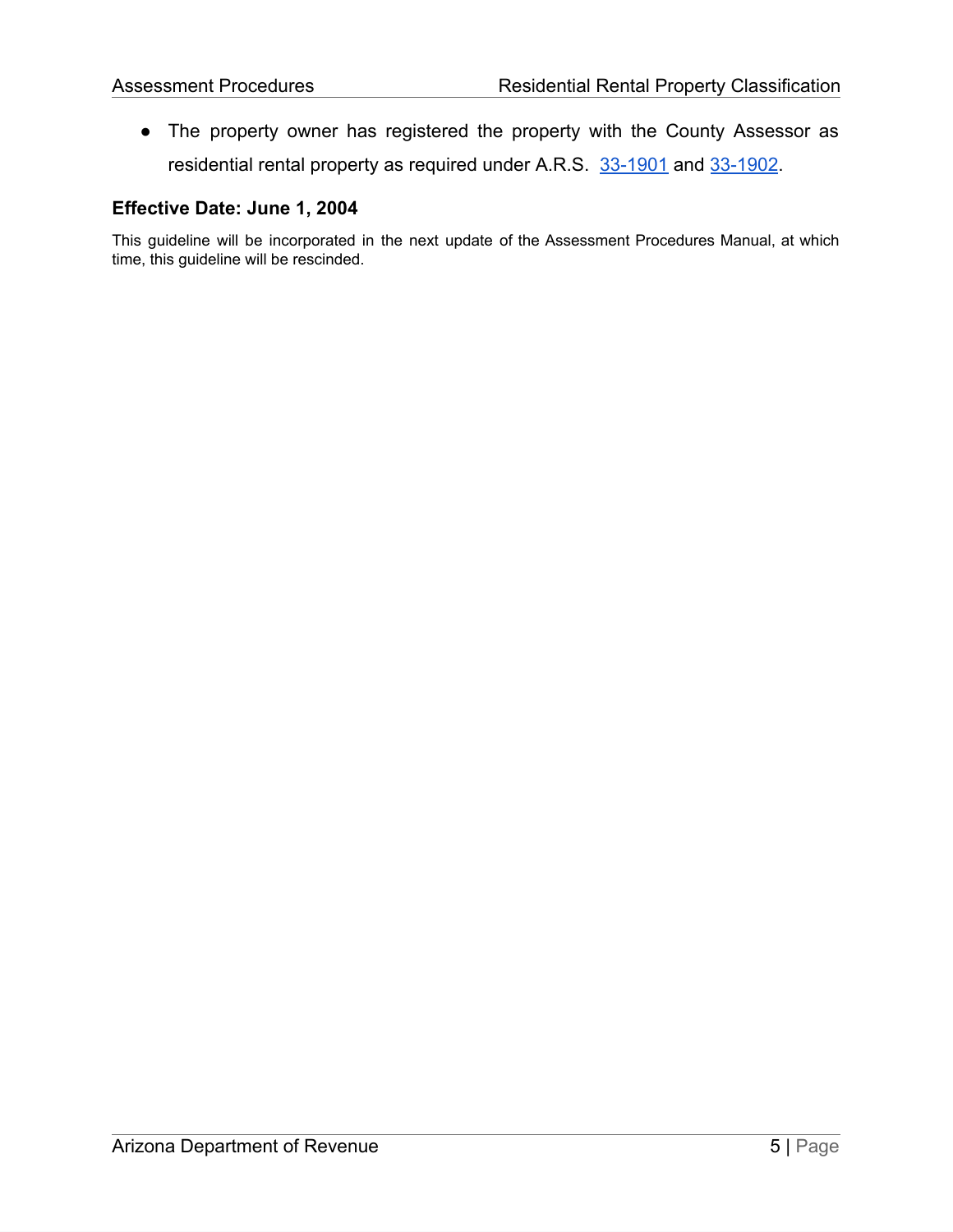- The property owner has registered the property with the County Assessor as residential rental property as required under A.R.S. 33-1901 and 33-1902.

**Effective Date: June 1, 2004**

This guideline will be incorporated in the next update of the Assessment Procedures Manual, at which time, this guideline will be rescinded.